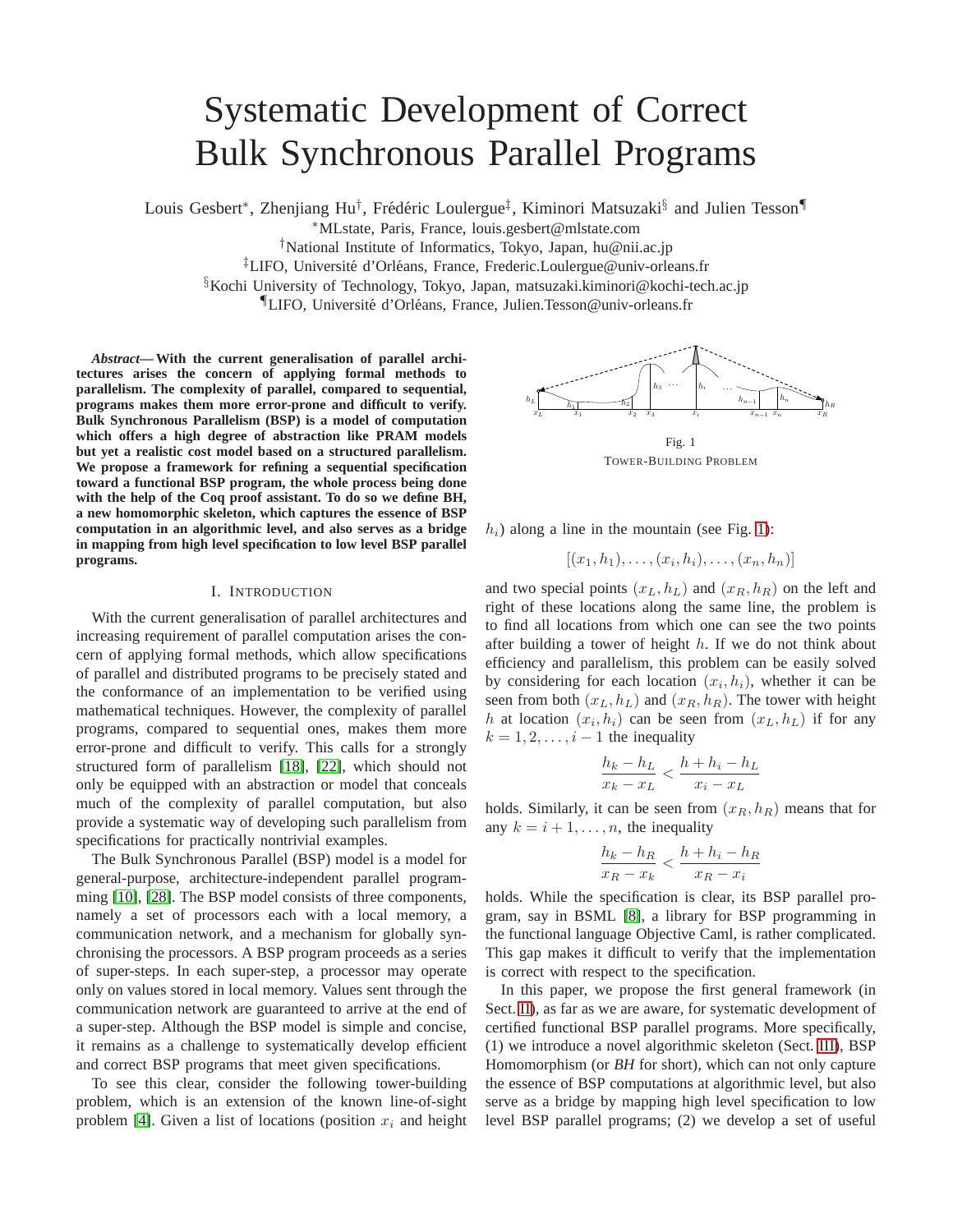# Systematic Development of Correct Bulk Synchronous Parallel Programs

Louis Gesbert*, Zhenjiang Hu†, Frédéric Loulergue‡, Kiminori Matsuzaki§ and Julien Tesson¶

*MLstate, Paris, France, louis.gesbert@mlstate.com

†National Institute of Informatics, Tokyo, Japan, hu@nii.ac.jp

‡LIFO, Université d'Orléans, France, Frederic.Loulergue@univ-orleans.fr

§Kochi University of Technology, Tokyo, Japan, matsuzaki.kiminori@kochi-tech.ac.jp

¶LIFO, Université d'Orléans, France, Julien.Tesson@univ-orleans.fr

***Abstract*— With the current generalisation of parallel architectures arises the concern of applying formal methods to parallelism. The complexity of parallel, compared to sequential, programs makes them more error-prone and difficult to verify. Bulk Synchronous Parallelism (BSP) is a model of computation which offers a high degree of abstraction like PRAM models but yet a realistic cost model based on a structured parallelism. We propose a framework for refining a sequential specification toward a functional BSP program, the whole process being done with the help of the Coq proof assistant. To do so we define BH, a new homomorphic skeleton, which captures the essence of BSP computation in an algorithmic level, and also serves as a bridge in mapping from high level specification to low level BSP parallel programs.**

## I. Introduction

With the current generalisation of parallel architectures and increasing requirement of parallel computation arises the concern of applying formal methods, which allow specifications of parallel and distributed programs to be precisely stated and the conformance of an implementation to be verified using mathematical techniques. However, the complexity of parallel programs, compared to sequential ones, makes them more error-prone and difficult to verify. This calls for a strongly structured form of parallelism [18], [22], which should not only be equipped with an abstraction or model that conceals much of the complexity of parallel computation, but also provide a systematic way of developing such parallelism from specifications for practically nontrivial examples.

The Bulk Synchronous Parallel (BSP) model is a model for general-purpose, architecture-independent parallel programming [10], [28]. The BSP model consists of three components, namely a set of processors each with a local memory, a communication network, and a mechanism for globally synchronising the processors. A BSP program proceeds as a series of super-steps. In each super-step, a processor may operate only on values stored in local memory. Values sent through the communication network are guaranteed to arrive at the end of a super-step. Although the BSP model is simple and concise, it remains as a challenge to systematically develop efficient and correct BSP programs that meet given specifications.

To see this clear, consider the following tower-building problem, which is an extension of the known line-of-sight problem [4]. Given a list of locations (position $x_i$ and height $h_i$) along a line in the mountain (see Fig. 1):

Fig. 1

Tower-Building Problem

$$[(x_1, h_1), \ldots, (x_i, h_i), \ldots, (x_n, h_n)]$$

and two special points $(x_L, h_L)$ and $(x_R, h_R)$ on the left and right of these locations along the same line, the problem is to find all locations from which one can see the two points after building a tower of height $h$. If we do not think about efficiency and parallelism, this problem can be easily solved by considering for each location $(x_i, h_i)$, whether it can be seen from both $(x_L, h_L)$ and $(x_R, h_R)$. The tower with height $h$ at location $(x_i, h_i)$ can be seen from $(x_L, h_L)$ if for any $k = 1, 2, \ldots, i-1$ the inequality

$$\frac{h_k - h_L}{x_k - x_L} < \frac{h + h_i - h_L}{x_i - x_L}$$

holds. Similarly, it can be seen from $(x_R, h_R)$ means that for any $k = i+1, \ldots, n$, the inequality

$$\frac{h_k - h_R}{x_R - x_k} < \frac{h + h_i - h_R}{x_R - x_i}$$

holds. While the specification is clear, its BSP parallel program, say in BSML [8], a library for BSP programming in the functional language Objective Caml, is rather complicated. This gap makes it difficult to verify that the implementation is correct with respect to the specification.

In this paper, we propose the first general framework (in Sect. II), as far as we are aware, for systematic development of certified functional BSP parallel programs. More specifically, (1) we introduce a novel algorithmic skeleton (Sect. III), BSP Homomorphism (or *BH* for short), which can not only capture the essence of BSP computations at algorithmic level, but also serve as a bridge by mapping high level specification to low level BSP parallel programs; (2) we develop a set of useful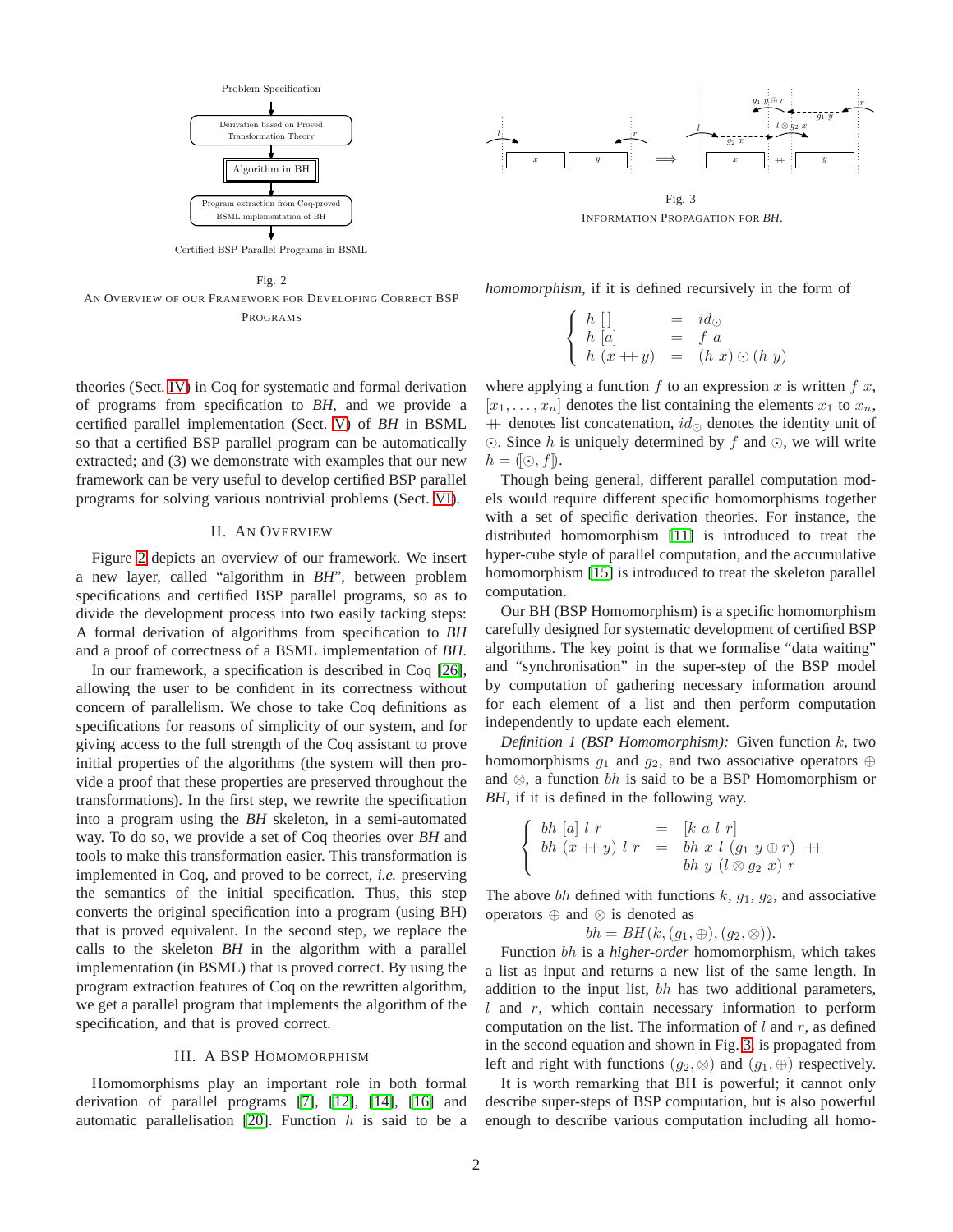Problem Specification

Derivation based on Proved Transformation Theory

Algorithm in BH

Program extraction from Coq-proved BSML implementation of BH

Certified BSP Parallel Programs in BSML

Fig. 2
AN OVERVIEW OF OUR FRAMEWORK FOR DEVELOPING CORRECT BSP PROGRAMS

theories (Sect. IV) in Coq for systematic and formal derivation of programs from specification to *BH*, and we provide a certified parallel implementation (Sect. V) of *BH* in BSML so that a certified parallel program can be automatically extracted; and (3) we demonstrate with examples that our new framework can be very useful to develop certified BSP parallel programs for solving various nontrivial problems (Sect. VI).

## II. AN OVERVIEW

Figure 2 depicts an overview of our framework. We insert a new layer, called "algorithm in *BH*", between problem specifications and certified BSP parallel programs, so as to divide the development process into two easily tacking steps: A formal derivation of algorithms from specification to *BH* and a proof of correctness of a BSML implementation of *BH*.

In our framework, a specification is described in Coq [26], allowing the user to be confident in its correctness without concern of parallelism. We chose to take Coq definitions as specifications for reasons of simplicity of our system, and for giving access to the full strength of the Coq assistant to prove initial properties of the algorithms (the system will then provide a proof that these properties are preserved throughout the transformations). In the first step, we rewrite the specification into a program using the *BH* skeleton, in a semi-automated way. To do so, we provide a set of Coq theories over *BH* and tools to make this transformation easier. This transformation is implemented in Coq, and proved to be correct, *i.e.* preserving the semantics of the initial specification. Thus, this step converts the original specification into a program (using BH) that is proved equivalent. In the second step, we replace the calls to the skeleton *BH* in the algorithm with a parallel implementation (in BSML) that is proved correct. By using the program extraction features of Coq on the rewritten algorithm, we get a parallel program that implements the algorithm of the specification, and that is proved correct.

## III. A BSP HOMOMORPHISM

Homomorphisms play an important role in both formal derivation of parallel programs [7], [12], [14], [16] and automatic parallelisation [20]. Function $h$ is said to be a *homomorphism*, if it is defined recursively in the form of

$$\begin{cases} h\ [\,] & = \ id_{\odot} \\ h\ [a] & = \ f\ a \\ h\ (x +\!\!+\, y) & = \ (h\ x) \odot (h\ y) \end{cases}$$

where applying a function $f$ to an expression $x$ is written $f\ x$, $[x_1, \ldots, x_n]$ denotes the list containing the elements $x_1$ to $x_n$, $+\!\!+$ denotes list concatenation, $id_{\odot}$ denotes the identity unit of $\odot$. Since $h$ is uniquely determined by $f$ and $\odot$, we will write $h = (\!|\odot, f|\!)$.

Though being general, different parallel computation models would require different specific homomorphisms together with a set of specific derivation theories. For instance, the distributed homomorphism [11] is introduced to treat the hyper-cube style of parallel computation, and the accumulative homomorphism [15] is introduced to treat the skeleton parallel computation.

Our BH (BSP Homomorphism) is a specific homomorphism carefully designed for systematic development of certified BSP algorithms. The key point is that we formalise "data waiting" and "synchronisation" in the super-step of the BSP model by computation of gathering necessary information around for each element of a list and then perform computation independently to update each element.

*Definition 1 (BSP Homomorphism):* Given function $k$, two homomorphisms $g_1$ and $g_2$, and two associative operators $\oplus$ and $\otimes$, a function $bh$ is said to be a BSP Homomorphism or *BH*, if it is defined in the following way.

$$\begin{cases} bh\ [a]\ l\ r & = \ [k\ a\ l\ r] \\ bh\ (x +\!\!+\, y)\ l\ r & = \ bh\ x\ l\ (g_1\ y \oplus r)\ +\!\!+ \\ & \quad\ \ bh\ y\ (l \otimes g_2\ x)\ r \end{cases}$$

The above $bh$ defined with functions $k$, $g_1$, $g_2$, and associative operators $\oplus$ and $\otimes$ is denoted as

$$bh = BH(k, (g_1, \oplus), (g_2, \otimes)).$$

Function $bh$ is a *higher-order* homomorphism, which takes a list as input and returns a new list of the same length. In addition to the input list, $bh$ has two additional parameters, $l$ and $r$, which contain necessary information to perform computation on the list. The information of $l$ and $r$, as defined in the second equation and shown in Fig. 3, is propagated from left and right with functions $(g_2, \otimes)$ and $(g_1, \oplus)$ respectively.

Fig. 3
INFORMATION PROPAGATION FOR *BH*.

It is worth remarking that BH is powerful; it cannot only describe super-steps of BSP computation, but is also powerful enough to describe various computation including all homo-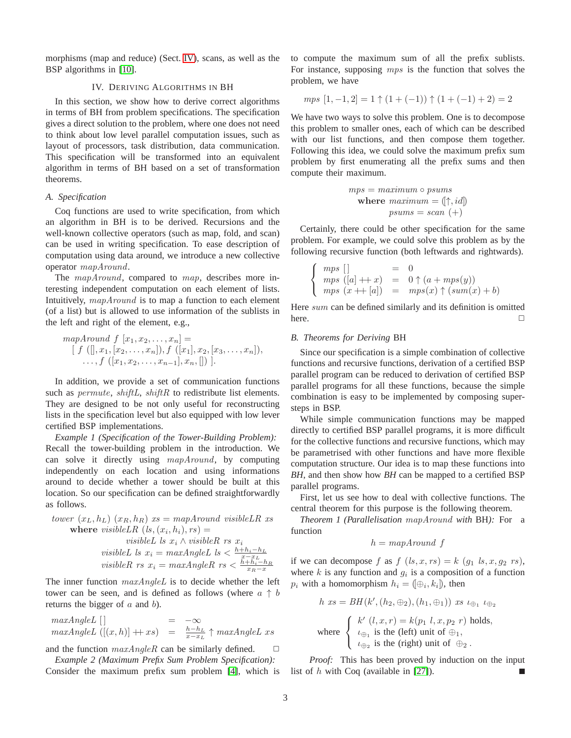morphisms (map and reduce) (Sect. IV), scans, as well as the BSP algorithms in [10].

## IV. Deriving Algorithms in BH

In this section, we show how to derive correct algorithms in terms of BH from problem specifications. The specification gives a direct solution to the problem, where one does not need to think about low level parallel computation issues, such as layout of processors, task distribution, data communication. This specification will be transformed into an equivalent algorithm in terms of BH based on a set of transformation theorems.

### A. Specification

Coq functions are used to write specification, from which an algorithm in BH is to be derived. Recursions and the well-known collective operators (such as map, fold, and scan) can be used in writing specification. To ease description of computation using data around, we introduce a new collective operator $mapAround$.

The $mapAround$, compared to $map$, describes more interesting independent computation on each element of lists. Intuitively, $mapAround$ is to map a function to each element (of a list) but is allowed to use information of the sublists in the left and right of the element, e.g.,

$$\begin{array}{l} mapAround\ f\ [x_1, x_2, \ldots, x_n] = \\ \quad [\ f\ ([], x_1, [x_2, \ldots, x_n]), f\ ([x_1], x_2, [x_3, \ldots, x_n]), \\ \quad\quad \ldots, f\ ([x_1, x_2, \ldots, x_{n-1}], x_n, [])\ ]. \end{array}$$

In addition, we provide a set of communication functions such as $permute$, $shiftL$, $shiftR$ to redistribute list elements. They are designed to be not only useful for reconstructing lists in the specification level but also equipped with low lever certified BSP implementations.

*Example 1 (Specification of the Tower-Building Problem):* Recall the tower-building problem in the introduction. We can solve it directly using $mapAround$, by computing independently on each location and using informations around to decide whether a tower should be built at this location. So our specification can be defined straightforwardly as follows.

$$\begin{array}{l} tower\ (x_L, h_L)\ (x_R, h_R)\ xs = mapAround\ visibleLR\ xs \\ \quad \textbf{where}\ visibleLR\ (ls, (x_i, h_i), rs) = \\ \quad\quad\quad visibleL\ ls\ x_i \wedge visibleR\ rs\ x_i \\ \quad\quad visibleL\ ls\ x_i = maxAngleL\ ls < \frac{h + h_i - h_L}{x - x_L} \\ \quad\quad visibleR\ rs\ x_i = maxAngleR\ rs < \frac{h + h_i - h_R}{x_R - x} \end{array}$$

The inner function $maxAngleL$ is to decide whether the left tower can be seen, and is defined as follows (where $a \uparrow b$ returns the bigger of $a$ and $b$).

$$\begin{array}{lcl} maxAngleL\ [\,] & = & -\infty \\ maxAngleL\ ([(x,h)] +\!\!+ xs) & = & \frac{h - h_L}{x - x_L} \uparrow maxAngleL\ xs \end{array}$$

and the function $maxAngleR$ can be similarly defined. □

*Example 2 (Maximum Prefix Sum Problem Specification):* Consider the maximum prefix sum problem [4], which is to compute the maximum sum of all the prefix sublists. For instance, supposing $mps$ is the function that solves the problem, we have

$$mps\ [1, -1, 2] = 1 \uparrow (1 + (-1)) \uparrow (1 + (-1) + 2) = 2$$

We have two ways to solve this problem. One is to decompose this problem to smaller ones, each of which can be described with our list functions, and then compose them together. Following this idea, we could solve the maximum prefix sum problem by first enumerating all the prefix sums and then compute their maximum.

$$\begin{array}{l} mps = maximum \circ psums \\ \quad \textbf{where}\ maximum = (\![\uparrow, id]\!) \\ \quad\quad\quad psums = scan\ (+) \end{array}$$

Certainly, there could be other specification for the same problem. For example, we could solve this problem as by the following recursive function (both leftwards and rightwards).

$$\left\{ \begin{array}{lcl} mps\ [\,] & = & 0 \\ mps\ ([a] +\!\!+ x) & = & 0 \uparrow (a + mps(y)) \\ mps\ (x +\!\!+ [a]) & = & mps(x) \uparrow (sum(x) + b) \end{array} \right.$$

Here $sum$ can be defined similarly and its definition is omitted here. □

### B. Theorems for Deriving BH

Since our specification is a simple combination of collective functions and recursive functions, derivation of a certified BSP parallel program can be reduced to derivation of certified BSP parallel programs for all these functions, because the simple combination is easy to be implemented by composing supersteps in BSP.

While simple communication functions may be mapped directly to certified BSP parallel programs, it is more difficult for the collective functions and recursive functions, which may be parametrised with other functions and have more flexible computation structure. Our idea is to map these functions into *BH*, and then show how *BH* can be mapped to a certified BSP parallel programs.

First, let us see how to deal with collective functions. The central theorem for this purpose is the following theorem.

*Theorem 1 (Parallelisation $mapAround$ with BH):* For a function

$$h = mapAround\ f$$

if we can decompose $f$ as $f\ (ls, x, rs) = k\ (g_1\ ls, x, g_2\ rs)$, where $k$ is any function and $g_i$ is a composition of a function $p_i$ with a homomorphism $h_i = (\![\oplus_i, k_i]\!)$, then

$$h\ xs = BH(k', (h_2, \oplus_2), (h_1, \oplus_1))\ xs\ \iota_{\oplus_1}\ \iota_{\oplus_2}$$

$$\text{where} \left\{ \begin{array}{l} k'\ (l, x, r) = k(p_1\ l, x, p_2\ r)\ \text{holds}, \\ \iota_{\oplus_1}\ \text{is the (left) unit of}\ \oplus_1, \\ \iota_{\oplus_2}\ \text{is the (right) unit of}\ \oplus_2\,. \end{array} \right.$$

*Proof:* This has been proved by induction on the input list of $h$ with Coq (available in [27]). ■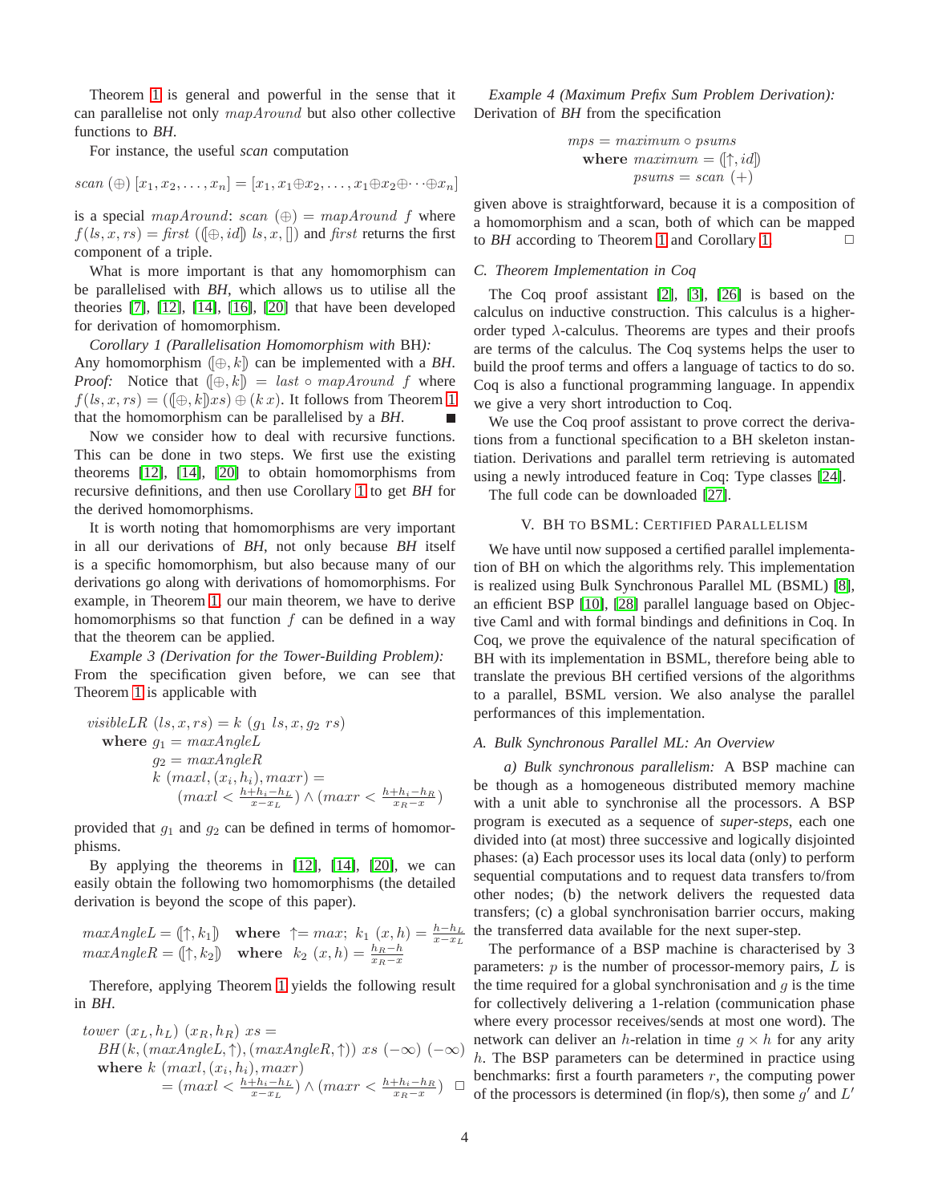Theorem 1 is general and powerful in the sense that it can parallelise not only *mapAround* but also other collective functions to *BH*.

For instance, the useful *scan* computation

$$scan\ (\oplus)\ [x_1, x_2, \ldots, x_n] = [x_1, x_1 \oplus x_2, \ldots, x_1 \oplus x_2 \oplus \cdots \oplus x_n]$$

is a special *mapAround*: $scan\ (\oplus) = mapAround\ f$ where $f(ls, x, rs) = first\ ((\![\oplus, id]\!)\ ls, x, [])$ and *first* returns the first component of a triple.

What is more important is that any homomorphism can be parallelised with *BH*, which allows us to utilise all the theories [7], [12], [14], [16], [20] that have been developed for derivation of homomorphism.

*Corollary 1 (Parallelisation Homomorphism with* BH*):* Any homomorphism $(\![\oplus, k]\!)$ can be implemented with a *BH*.

*Proof:* Notice that $(\![\oplus, k]\!) = last \circ mapAround\ f$ where $f(ls, x, rs) = ((\![\oplus, k]\!) xs) \oplus (k\ x)$. It follows from Theorem 1 that the homomorphism can be parallelised by a *BH*. ■

Now we consider how to deal with recursive functions. This can be done in two steps. We first use the existing theorems [12], [14], [20] to obtain homomorphisms from recursive definitions, and then use Corollary 1 to get *BH* for the derived homomorphisms.

It is worth noting that homomorphisms are very important in all our derivations of *BH*, not only because *BH* itself is a specific homomorphism, but also because many of our derivations go along with derivations of homomorphisms. For example, in Theorem 1, our main theorem, we have to derive homomorphisms so that function $f$ can be defined in a way that the theorem can be applied.

*Example 3 (Derivation for the Tower-Building Problem):* From the specification given before, we can see that Theorem 1 is applicable with

$$\begin{aligned}
&visibleLR\ (ls, x, rs) = k\ (g_1\ ls, x, g_2\ rs)\\
&\quad \textbf{where}\ g_1 = maxAngleL\\
&\qquad\quad g_2 = maxAngleR\\
&\qquad\quad k\ (maxl, (x_i, h_i), maxr) =\\
&\qquad\qquad (maxl < \tfrac{h+h_i-h_L}{x-x_L}) \wedge (maxr < \tfrac{h+h_i-h_R}{x_R-x})
\end{aligned}$$

provided that $g_1$ and $g_2$ can be defined in terms of homomorphisms.

By applying the theorems in [12], [14], [20], we can easily obtain the following two homomorphisms (the detailed derivation is beyond the scope of this paper).

$$\begin{aligned}
&maxAngleL = (\![\uparrow, k_1]\!) \quad \textbf{where}\ \uparrow = max;\ k_1\ (x, h) = \tfrac{h-h_L}{x-x_L}\\
&maxAngleR = (\![\uparrow, k_2]\!) \quad \textbf{where}\ k_2\ (x, h) = \tfrac{h_R-h}{x_R-x}
\end{aligned}$$

Therefore, applying Theorem 1 yields the following result in *BH*.

$$\begin{aligned}
&tower\ (x_L, h_L)\ (x_R, h_R)\ xs =\\
&\quad BH(k, (maxAngleL, \uparrow), (maxAngleR, \uparrow))\ xs\ (-\infty)\ (-\infty)\\
&\quad \textbf{where}\ k\ (maxl, (x_i, h_i), maxr)\\
&\qquad\qquad = (maxl < \tfrac{h+h_i-h_L}{x-x_L}) \wedge (maxr < \tfrac{h+h_i-h_R}{x_R-x})
\end{aligned}$$
□

*Example 4 (Maximum Prefix Sum Problem Derivation):* Derivation of *BH* from the specification

$$\begin{aligned}
&mps = maximum \circ psums\\
&\quad \textbf{where}\ maximum = (\![\uparrow, id]\!)\\
&\qquad\qquad psums = scan\ (+)
\end{aligned}$$

given above is straightforward, because it is a composition of a homomorphism and a scan, both of which can be mapped to *BH* according to Theorem 1 and Corollary 1. □

### C. Theorem Implementation in Coq

The Coq proof assistant [2], [3], [26] is based on the calculus on inductive construction. This calculus is a higher-order typed $\lambda$-calculus. Theorems are types and their proofs are terms of the calculus. The Coq systems helps the user to build the proof terms and offers a language of tactics to do so. Coq is also a functional programming language. In appendix we give a very short introduction to Coq.

We use the Coq proof assistant to prove correct the derivations from a functional specification to a BH skeleton instantiation. Derivations and parallel term retrieving is automated using a newly introduced feature in Coq: Type classes [24].

The full code can be downloaded [27].

## V. BH to BSML: Certified Parallelism

We have until now supposed a certified parallel implementation of BH on which the algorithms rely. This implementation is realized using Bulk Synchronous Parallel ML (BSML) [8], an efficient BSP [10], [28] parallel language based on Objective Caml and with formal bindings and definitions in Coq. In Coq, we prove the equivalence of the natural specification of BH with its implementation in BSML, therefore being able to translate the previous BH certified versions of the algorithms to a parallel, BSML version. We also analyse the parallel performances of this implementation.

### A. Bulk Synchronous Parallel ML: An Overview

*a) Bulk synchronous parallelism:* A BSP machine can be though as a homogeneous distributed memory machine with a unit able to synchronise all the processors. A BSP program is executed as a sequence of *super-steps*, each one divided into (at most) three successive and logically disjointed phases: (a) Each processor uses its local data (only) to perform sequential computations and to request data transfers to/from other nodes; (b) the network delivers the requested data transfers; (c) a global synchronisation barrier occurs, making the transferred data available for the next super-step.

The performance of a BSP machine is characterised by 3 parameters: $p$ is the number of processor-memory pairs, $L$ is the time required for a global synchronisation and $g$ is the time for collectively delivering a 1-relation (communication phase where every processor receives/sends at most one word). The network can deliver an $h$-relation in time $g \times h$ for any arity $h$. The BSP parameters can be determined in practice using benchmarks: first a fourth parameters $r$, the computing power of the processors is determined (in flop/s), then some $g'$ and $L'$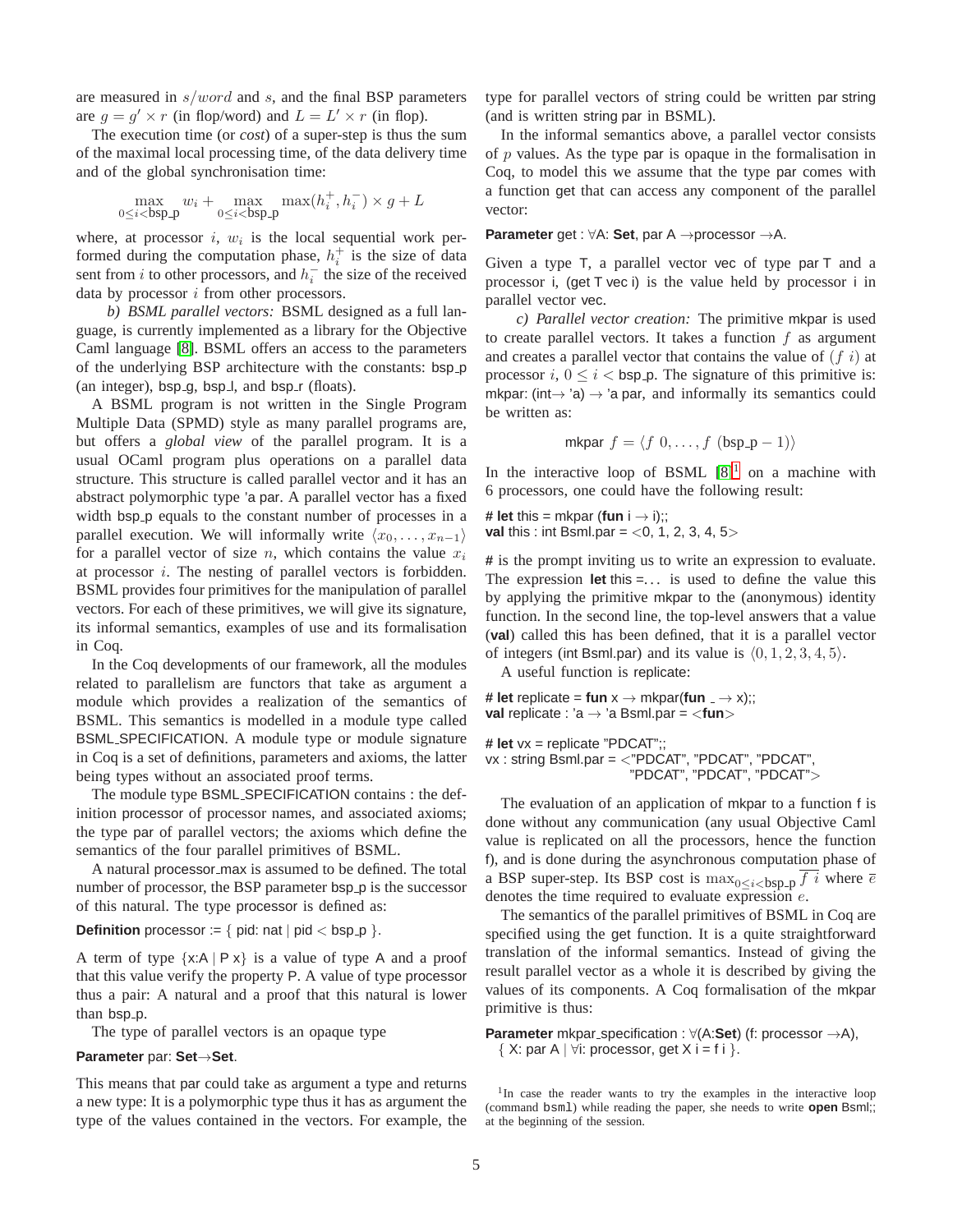are measured in $s/word$ and $s$, and the final BSP parameters are $g = g' \times r$ (in flop/word) and $L = L' \times r$ (in flop).

The execution time (or *cost*) of a super-step is thus the sum of the maximal local processing time, of the data delivery time and of the global synchronisation time:

$$\max_{0 \leq i < \mathsf{bsp\_p}} w_i + \max_{0 \leq i < \mathsf{bsp\_p}} \max(h_i^+, h_i^-) \times g + L$$

where, at processor $i$, $w_i$ is the local sequential work performed during the computation phase, $h_i^+$ is the size of data sent from $i$ to other processors, and $h_i^-$ the size of the received data by processor $i$ from other processors.

*b) BSML parallel vectors:* BSML designed as a full language, is currently implemented as a library for the Objective Caml language [8]. BSML offers an access to the parameters of the underlying BSP architecture with the constants: bsp_p (an integer), bsp_g, bsp_l, and bsp_r (floats).

A BSML program is not written in the Single Program Multiple Data (SPMD) style as many parallel programs are, but offers a *global view* of the parallel program. It is a usual OCaml program plus operations on a parallel data structure. This structure is called parallel vector and it has an abstract polymorphic type 'a par. A parallel vector has a fixed width bsp_p equals to the constant number of processes in a parallel execution. We will informally write $\langle x_0, \ldots, x_{n-1} \rangle$ for a parallel vector of size $n$, which contains the value $x_i$ at processor $i$. The nesting of parallel vectors is forbidden. BSML provides four primitives for the manipulation of parallel vectors. For each of these primitives, we will give its signature, its informal semantics, examples of use and its formalisation in Coq.

In the Coq developments of our framework, all the modules related to parallelism are functors that take as argument a module which provides a realization of the semantics of BSML. This semantics is modelled in a module type called BSML_SPECIFICATION. A module type or module signature in Coq is a set of definitions, parameters and axioms, the latter being types without an associated proof terms.

The module type BSML_SPECIFICATION contains : the definition processor of processor names, and associated axioms; the type par of parallel vectors; the axioms which define the semantics of the four parallel primitives of BSML.

A natural processor_max is assumed to be defined. The total number of processor, the BSP parameter bsp_p is the successor of this natural. The type processor is defined as:

```
Definition processor := { pid: nat | pid < bsp_p }.
```

A term of type {x:A | P x} is a value of type A and a proof that this value verify the property P. A value of type processor thus a pair: A natural and a proof that this natural is lower than bsp_p.

The type of parallel vectors is an opaque type

```
Parameter par: Set→Set.
```

This means that par could take as argument a type and returns a new type: It is a polymorphic type thus it has as argument the type of the values contained in the vectors. For example, the type for parallel vectors of string could be written par string (and is written string par in BSML).

In the informal semantics above, a parallel vector consists of $p$ values. As the type par is opaque in the formalisation in Coq, to model this we assume that the type par comes with a function get that can access any component of the parallel vector:

```
Parameter get : ∀A: Set, par A →processor →A.
```

Given a type T, a parallel vector vec of type par T and a processor i, (get T vec i) is the value held by processor i in parallel vector vec.

*c) Parallel vector creation:* The primitive mkpar is used to create parallel vectors. It takes a function $f$ as argument and creates a parallel vector that contains the value of $(f\ i)$ at processor $i$, $0 \leq i < \mathsf{bsp\_p}$. The signature of this primitive is: mkpar: (int→ 'a) → 'a par, and informally its semantics could be written as:

$$\mathsf{mkpar}\ f = \langle f\ 0, \ldots, f\ (\mathsf{bsp\_p} - 1) \rangle$$

In the interactive loop of BSML [8][1] on a machine with 6 processors, one could have the following result:

```
# let this = mkpar (fun i → i);;
val this : int Bsml.par = <0, 1, 2, 3, 4, 5>
```

# is the prompt inviting us to write an expression to evaluate. The expression **let** this =... is used to define the value this by applying the primitive mkpar to the (anonymous) identity function. In the second line, the top-level answers that a value (**val**) called this has been defined, that it is a parallel vector of integers (int Bsml.par) and its value is $\langle 0, 1, 2, 3, 4, 5 \rangle$.

A useful function is replicate:

```
# let replicate = fun x → mkpar(fun _ → x);;
val replicate : 'a → 'a Bsml.par = <fun>

# let vx = replicate "PDCAT";;
vx : string Bsml.par = <"PDCAT", "PDCAT", "PDCAT",
                        "PDCAT", "PDCAT", "PDCAT">
```

The evaluation of an application of mkpar to a function f is done without any communication (any usual Objective Caml value is replicated on all the processors, hence the function f), and is done during the asynchronous computation phase of a BSP super-step. Its BSP cost is $\max_{0 \leq i < \mathsf{bsp\_p}} \overline{f\ i}$ where $\overline{e}$ denotes the time required to evaluate expression $e$.

The semantics of the parallel primitives of BSML in Coq are specified using the get function. It is a quite straightforward translation of the informal semantics. Instead of giving the result parallel vector as a whole it is described by giving the values of its components. A Coq formalisation of the mkpar primitive is thus:

```
Parameter mkpar_specification : ∀(A:Set) (f: processor →A),
  { X: par A | ∀i: processor, get X i = f i }.
```

[1] In case the reader wants to try the examples in the interactive loop (command bsml) while reading the paper, she needs to write **open** Bsml;; at the beginning of the session.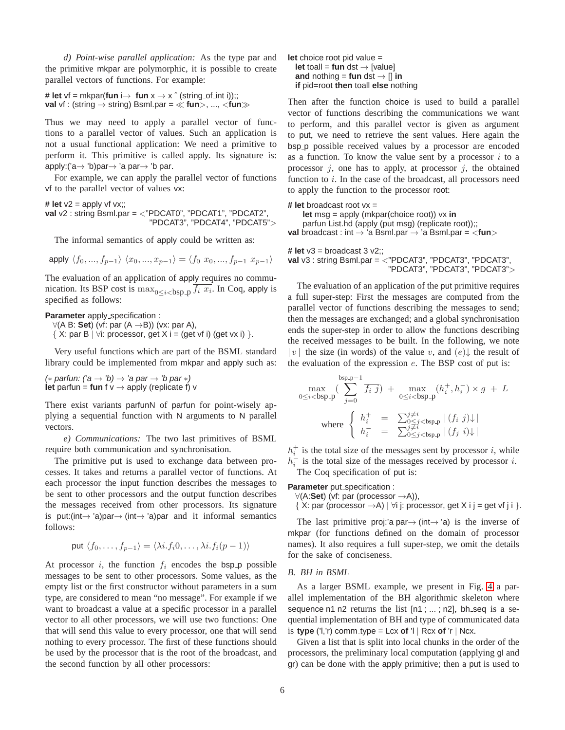*d) Point-wise parallel application:* As the type par and the primitive mkpar are polymorphic, it is possible to create parallel vectors of functions. For example:

```
# let vf = mkpar(fun i→ fun x → x ^ (string_of_int i));;
val vf : (string → string) Bsml.par = ≪ fun>, ..., <fun≫
```

Thus we may need to apply a parallel vector of functions to a parallel vector of values. Such an application is not a usual functional application: We need a primitive to perform it. This primitive is called apply. Its signature is: apply:('a→ 'b)par→ 'a par→ 'b par.

For example, we can apply the parallel vector of functions vf to the parallel vector of values vx:

```
# let v2 = apply vf vx;;
val v2 : string Bsml.par = <"PDCAT0", "PDCAT1", "PDCAT2",
                            "PDCAT3", "PDCAT4", "PDCAT5">
```

The informal semantics of apply could be written as:

$$\text{apply } \langle f_0, ..., f_{p-1}\rangle \ \langle x_0, ..., x_{p-1}\rangle = \langle f_0 \ x_0, ..., f_{p-1} \ x_{p-1}\rangle$$

The evaluation of an application of apply requires no communication. Its BSP cost is $\max_{0 \leq i < \text{bsp\_p}} \overline{f_i \ x_i}$. In Coq, apply is specified as follows:

```
Parameter apply_specification :
  ∀(A B: Set) (vf: par (A →B)) (vx: par A),
  { X: par B | ∀i: processor, get X i = (get vf i) (get vx i) }.
```

Very useful functions which are part of the BSML standard library could be implemented from mkpar and apply such as:

```
(* parfun: ('a → 'b) → 'a par → 'b par *)
let parfun = fun f v → apply (replicate f) v
```

There exist variants parfunN of parfun for point-wisely applying a sequential function with N arguments to N parallel vectors.

*e) Communications:* The two last primitives of BSML require both communication and synchronisation.

The primitive put is used to exchange data between processes. It takes and returns a parallel vector of functions. At each processor the input function describes the messages to be sent to other processors and the output function describes the messages received from other processors. Its signature is put:(int→ 'a)par→ (int→ 'a)par and it informal semantics follows:

$$\text{put } \langle f_0, \ldots, f_{p-1}\rangle = \langle \lambda i.f_i 0, \ldots, \lambda i.f_i(p-1)\rangle$$

At processor $i$, the function $f_i$ encodes the bsp_p possible messages to be sent to other processors. Some values, as the empty list or the first constructor without parameters in a sum type, are considered to mean "no message". For example if we want to broadcast a value at a specific processor in a parallel vector to all other processors, we will use two functions: One that will send this value to every processor, one that will send nothing to every processor. The first of these functions should be used by the processor that is the root of the broadcast, and the second function by all other processors:

```
let choice root pid value =
  let toall = fun dst → [value]
  and nothing = fun dst → [] in
  if pid=root then toall else nothing
```

Then after the function choice is used to build a parallel vector of functions describing the communications we want to perform, and this parallel vector is given as argument to put, we need to retrieve the sent values. Here again the bsp_p possible received values by a processor are encoded as a function. To know the value sent by a processor $i$ to a processor $j$, one has to apply, at processor $j$, the obtained function to $i$. In the case of the broadcast, all processors need to apply the function to the processor root:

```
# let broadcast root vx =
    let msg = apply (mkpar(choice root)) vx in
    parfun List.hd (apply (put msg) (replicate root));;
val broadcast : int → 'a Bsml.par → 'a Bsml.par = <fun>

# let v3 = broadcast 3 v2;;
val v3 : string Bsml.par = <"PDCAT3", "PDCAT3", "PDCAT3",
                            "PDCAT3", "PDCAT3", "PDCAT3">
```

The evaluation of an application of the put primitive requires a full super-step: First the messages are computed from the parallel vector of functions describing the messages to send; then the messages are exchanged; and a global synchronisation ends the super-step in order to allow the functions describing the received messages to be built. In the following, we note $|v|$ the size (in words) of the value $v$, and $(e)\!\downarrow$ the result of the evaluation of the expression $e$. The BSP cost of put is:

$$\max_{0 \leq i < \text{bsp\_p}} \left( \sum_{j=0}^{\text{bsp\_p}-1} \overline{f_i \ j} \right) + \max_{0 \leq i < \text{bsp\_p}} (h_i^+, h_i^-) \times g + L$$

$$\text{where } \left\{ \begin{array}{lcl} h_i^+ & = & \sum_{0 \leq j < \text{bsp\_p}}^{j \neq i} |(f_i \ j)\!\downarrow| \\ h_i^- & = & \sum_{0 \leq j < \text{bsp\_p}}^{j \neq i} |(f_j \ i)\!\downarrow| \end{array} \right.$$

$h_i^+$ is the total size of the messages sent by processor $i$, while $h_i^-$ is the total size of the messages received by processor $i$.

The Coq specification of put is:

```
Parameter put_specification :
  ∀(A:Set) (vf: par (processor →A)),
  { X: par (processor →A) | ∀i j: processor, get X i j = get vf j i }.
```

The last primitive proj:'a par→ (int→ 'a) is the inverse of mkpar (for functions defined on the domain of processor names). It also requires a full super-step, we omit the details for the sake of conciseness.

### B. BH in BSML

As a larger BSML example, we present in Fig. 4 a parallel implementation of the BH algorithmic skeleton where sequence n1 n2 returns the list [n1 ; ... ; n2], bh_seq is a sequential implementation of BH and type of communicated data is **type** ('l,'r) comm_type = Lcx **of** 'l | Rcx **of** 'r | Ncx.

Given a list that is split into local chunks in the order of the processors, the preliminary local computation (applying gl and gr) can be done with the apply primitive; then a put is used to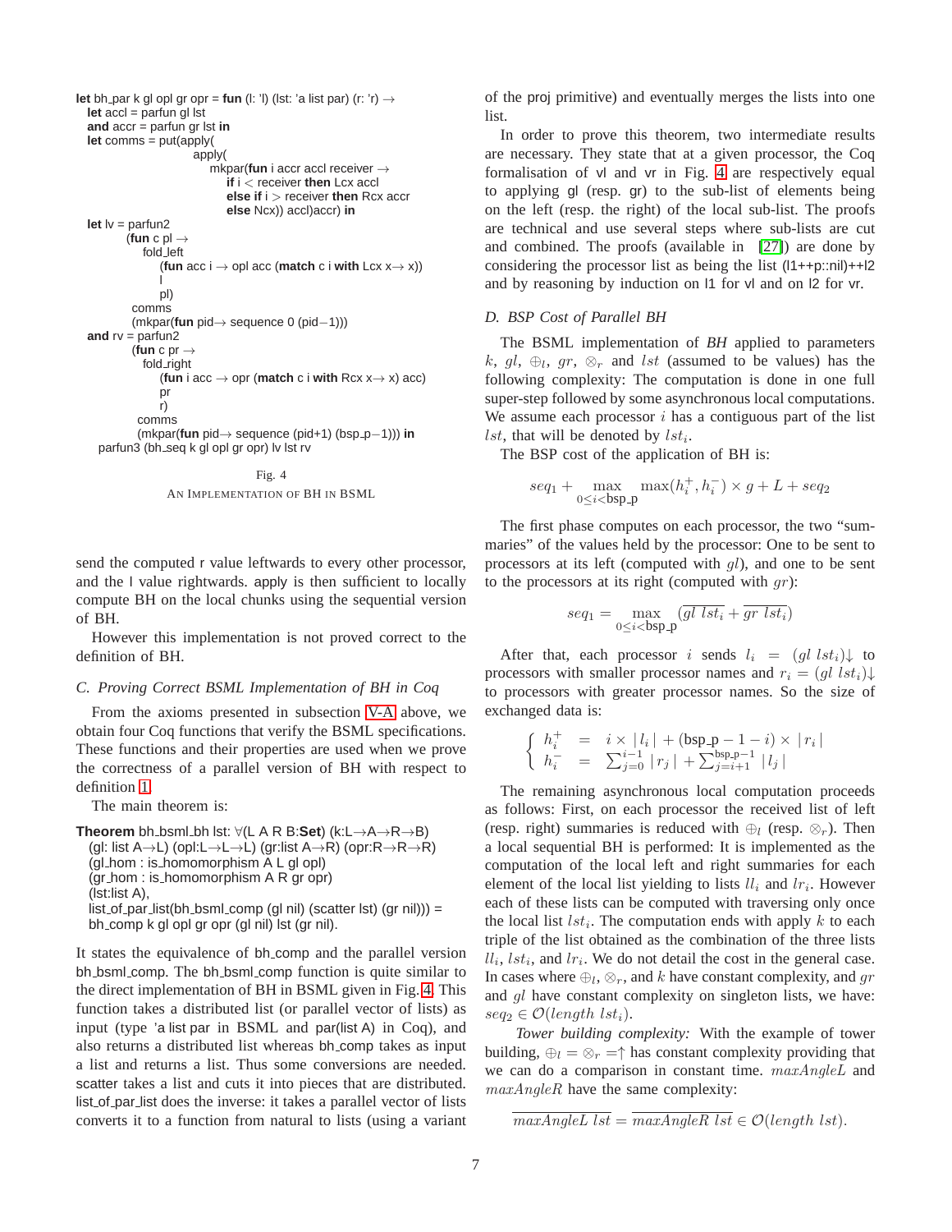```
let bh_par k gl opl gr opr = fun (l: 'l) (lst: 'a list par) (r: 'r) →
  let accl = parfun gl lst
  and accr = parfun gr lst in
  let comms = put(apply(
                    apply(
                       mkpar(fun i accr accl receiver →
                          if i < receiver then Lcx accl
                          else if i > receiver then Rcx accr
                          else Ncx)) accl)accr) in
  let lv = parfun2
          (fun c pl →
             fold_left
                (fun acc i → opl acc (match c i with Lcx x→ x))
                l
                pl)
           comms
           (mkpar(fun pid→ sequence 0 (pid−1)))
  and rv = parfun2
           (fun c pr →
             fold_right
                (fun i acc → opr (match c i with Rcx x→ x) acc)
                pr
                r)
            comms
            (mkpar(fun pid→ sequence (pid+1) (bsp_p−1))) in
  parfun3 (bh_seq k gl opl gr opr) lv lst rv
```

Fig. 4
AN IMPLEMENTATION OF BH IN BSML

send the computed r value leftwards to every other processor, and the l value rightwards. apply is then sufficient to locally compute BH on the local chunks using the sequential version of BH.

However this implementation is not proved correct to the definition of BH.

### C. Proving Correct BSML Implementation of BH in Coq

From the axioms presented in subsection V-A above, we obtain four Coq functions that verify the BSML specifications. These functions and their properties are used when we prove the correctness of a parallel version of BH with respect to definition 1.

The main theorem is:

```
Theorem bh_bsml_bh lst: ∀(L A R B:Set) (k:L→A→R→B)
  (gl: list A→L) (opl:L→L→L) (gr:list A→R) (opr:R→R→R)
  (gl_hom : is_homomorphism A L gl opl)
  (gr_hom : is_homomorphism A R gr opr)
  (lst:list A),
  list_of_par_list(bh_bsml_comp (gl nil) (scatter lst) (gr nil))) =
  bh_comp k gl opl gr opr (gl nil) lst (gr nil).
```

It states the equivalence of bh_comp and the parallel version bh_bsml_comp. The bh_bsml_comp function is quite similar to the direct implementation of BH in BSML given in Fig. 4. This function takes a distributed list (or parallel vector of lists) as input (type 'a list par in BSML and par(list A) in Coq), and also returns a distributed list whereas bh_comp takes as input a list and returns a list. Thus some conversions are needed. scatter takes a list and cuts it into pieces that are distributed. list_of_par_list does the inverse: it takes a parallel vector of lists converts it to a function from natural to lists (using a variant of the proj primitive) and eventually merges the lists into one list.

In order to prove this theorem, two intermediate results are necessary. They state that at a given processor, the Coq formalisation of vl and vr in Fig. 4 are respectively equal to applying gl (resp. gr) to the sub-list of elements being on the left (resp. the right) of the local sub-list. The proofs are technical and use several steps where sub-lists are cut and combined. The proofs (available in [27]) are done by considering the processor list as being the list (l1++p::nil)++l2 and by reasoning by induction on l1 for vl and on l2 for vr.

### D. BSP Cost of Parallel BH

The BSML implementation of *BH* applied to parameters $k$, $gl$, $\oplus_l$, $gr$, $\otimes_r$ and $lst$ (assumed to be values) has the following complexity: The computation is done in one full super-step followed by some asynchronous local computations. We assume each processor $i$ has a contiguous part of the list $lst$, that will be denoted by $lst_i$.

The BSP cost of the application of BH is:

$$seq_1 + \max_{0 \le i < \text{bsp\_p}} \max(h_i^+, h_i^-) \times g + L + seq_2$$

The first phase computes on each processor, the two "summaries" of the values held by the processor: One to be sent to processors at its left (computed with $gl$), and one to be sent to the processors at its right (computed with $gr$):

$$seq_1 = \max_{0 \le i < \text{bsp\_p}} (\overline{gl\ lst_i} + \overline{gr\ lst_i})$$

After that, each processor $i$ sends $l_i = (gl\ lst_i)\downarrow$ to processors with smaller processor names and $r_i = (gl\ lst_i)\downarrow$ to processors with greater processor names. So the size of exchanged data is:

$$\begin{cases} h_i^+ &= i \times |\, l_i \,| + (\text{bsp\_p} - 1 - i) \times |\, r_i \,| \\ h_i^- &= \sum_{j=0}^{i-1} |\, r_j \,| + \sum_{j=i+1}^{\text{bsp\_p}-1} |\, l_j \,| \end{cases}$$

The remaining asynchronous local computation proceeds as follows: First, on each processor the received list of left (resp. right) summaries is reduced with $\oplus_l$ (resp. $\otimes_r$). Then a local sequential BH is performed: It is implemented as the computation of the local left and right summaries for each element of the local list yielding to lists $ll_i$ and $lr_i$. However each of these lists can be computed with traversing only once the local list $lst_i$. The computation ends with apply $k$ to each triple of the list obtained as the combination of the three lists $ll_i$, $lst_i$, and $lr_i$. We do not detail the cost in the general case. In cases where $\oplus_l$, $\otimes_r$, and $k$ have constant complexity, and $gr$ and $gl$ have constant complexity on singleton lists, we have: $seq_2 \in \mathcal{O}(length\ lst_i)$.

*Tower building complexity:* With the example of tower building, $\oplus_l = \otimes_r = \uparrow$ has constant complexity providing that we can do a comparison in constant time. $maxAngleL$ and $maxAngleR$ have the same complexity:

$$\overline{maxAngleL\ lst} = \overline{maxAngleR\ lst} \in \mathcal{O}(length\ lst).$$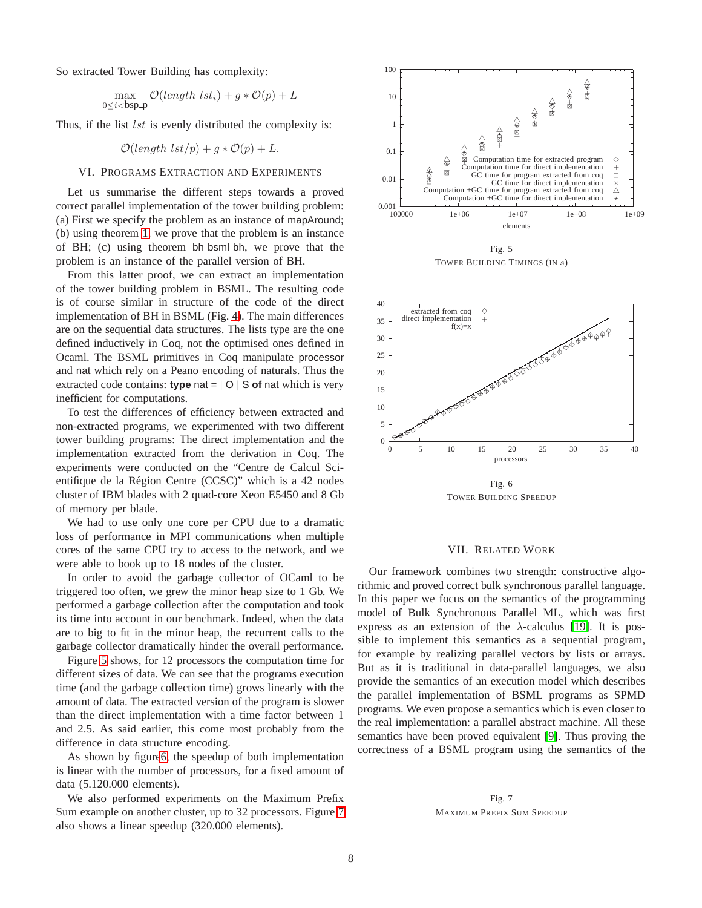So extracted Tower Building has complexity:

$$\max_{0 \leq i < \mathsf{bsp\_p}} \mathcal{O}(length\ lst_i) + g * \mathcal{O}(p) + L$$

Thus, if the list $lst$ is evenly distributed the complexity is:

$$\mathcal{O}(length\ lst/p) + g * \mathcal{O}(p) + L.$$

## VI. Programs Extraction and Experiments

Let us summarise the different steps towards a proved correct parallel implementation of the tower building problem: (a) First we specify the problem as an instance of mapAround; (b) using theorem 1, we prove that the problem is an instance of BH; (c) using theorem bh_bsml_bh, we prove that the problem is an instance of the parallel version of BH.

From this latter proof, we can extract an implementation of the tower building problem in BSML. The resulting code is of course similar in structure of the code of the direct implementation of BH in BSML (Fig. 4). The main differences are on the sequential data structures. The lists type are the one defined inductively in Coq, not the optimised ones defined in Ocaml. The BSML primitives in Coq manipulate processor and nat which rely on a Peano encoding of naturals. Thus the extracted code contains: **type** nat = | O | S **of** nat which is very inefficient for computations.

To test the differences of efficiency between extracted and non-extracted programs, we experimented with two different tower building programs: The direct implementation and the implementation extracted from the derivation in Coq. The experiments were conducted on the "Centre de Calcul Scientifique de la Région Centre (CCSC)" which is a 42 nodes cluster of IBM blades with 2 quad-core Xeon E5450 and 8 Gb of memory per blade.

We had to use only one core per CPU due to a dramatic loss of performance in MPI communications when multiple cores of the same CPU try to access to the network, and we were able to book up to 18 nodes of the cluster.

In order to avoid the garbage collector of OCaml to be triggered too often, we grew the minor heap size to 1 Gb. We performed a garbage collection after the computation and took its time into account in our benchmark. Indeed, when the data are to big to fit in the minor heap, the recurrent calls to the garbage collector dramatically hinder the overall performance.

Figure 5 shows, for 12 processors the computation time for different sizes of data. We can see that the programs execution time (and the garbage collection time) grows linearly with the amount of data. The extracted version of the program is slower than the direct implementation with a time factor between 1 and 2.5. As said earlier, this come most probably from the difference in data structure encoding.

As shown by figure6, the speedup of both implementation is linear with the number of processors, for a fixed amount of data (5.120.000 elements).

We also performed experiments on the Maximum Prefix Sum example on another cluster, up to 32 processors. Figure 7 also shows a linear speedup (320.000 elements).

Fig. 5
Tower Building Timings (in $s$)

Fig. 6
Tower Building Speedup

## VII. Related Work

Our framework combines two strength: constructive algorithmic and proved correct bulk synchronous parallel language. In this paper we focus on the semantics of the programming model of Bulk Synchronous Parallel ML, which was first express as an extension of the $\lambda$-calculus [19]. It is possible to implement this semantics as a sequential program, for example by realizing parallel vectors by lists or arrays. But as it is traditional in data-parallel languages, we also provide the semantics of an execution model which describes the parallel implementation of BSML programs as SPMD programs. We even propose a semantics which is even closer to the real implementation: a parallel abstract machine. All these semantics have been proved equivalent [9]. Thus proving the correctness of a BSML program using the semantics of the

Fig. 7
Maximum Prefix Sum Speedup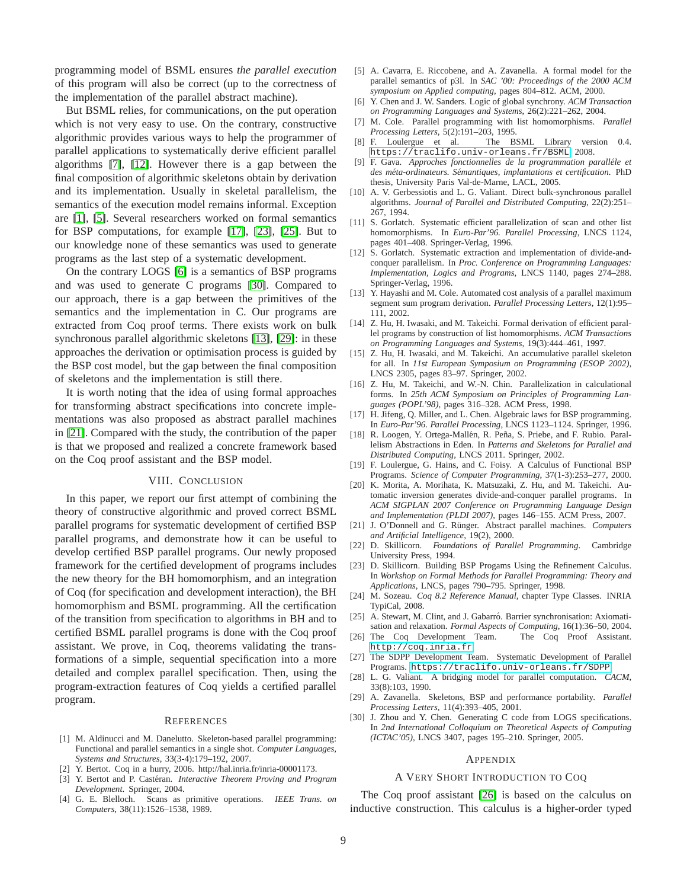programming model of BSML ensures *the parallel execution* of this program will also be correct (up to the correctness of the implementation of the parallel abstract machine).

But BSML relies, for communications, on the put operation which is not very easy to use. On the contrary, constructive algorithmic provides various ways to help the programmer of parallel applications to systematically derive efficient parallel algorithms [7], [12]. However there is a gap between the final composition of algorithmic skeletons obtain by derivation and its implementation. Usually in skeletal parallelism, the semantics of the execution model remains informal. Exception are [1], [5]. Several researchers worked on formal semantics for BSP computations, for example [17], [23], [25]. But to our knowledge none of these semantics was used to generate programs as the last step of a systematic development.

On the contrary LOGS [6] is a semantics of BSP programs and was used to generate C programs [30]. Compared to our approach, there is a gap between the primitives of the semantics and the implementation in C. Our programs are extracted from Coq proof terms. There exists work on bulk synchronous parallel algorithmic skeletons [13], [29]: in these approaches the derivation or optimisation process is guided by the BSP cost model, but the gap between the final composition of skeletons and the implementation is still there.

It is worth noting that the idea of using formal approaches for transforming abstract specifications into concrete implementations was also proposed as abstract parallel machines in [21]. Compared with the study, the contribution of the paper is that we proposed and realized a concrete framework based on the Coq proof assistant and the BSP model.

## VIII. Conclusion

In this paper, we report our first attempt of combining the theory of constructive algorithmic and proved correct BSML parallel programs for systematic development of certified BSP parallel programs, and demonstrate how it can be useful to develop certified BSP parallel programs. Our newly proposed framework for the certified development of programs includes the new theory for the BH homomorphism, and an integration of Coq (for specification and development interaction), the BH homomorphism and BSML programming. All the certification of the transition from specification to algorithms in BH and to certified BSML parallel programs is done with the Coq proof assistant. We prove, in Coq, theorems validating the transformations of a simple, sequential specification into a more detailed and complex parallel specification. Then, using the program-extraction features of Coq yields a certified parallel program.

## References

[1] M. Aldinucci and M. Danelutto. Skeleton-based parallel programming: Functional and parallel semantics in a single shot. *Computer Languages, Systems and Structures*, 33(3-4):179–192, 2007.

[2] Y. Bertot. Coq in a hurry, 2006. http://hal.inria.fr/inria-00001173.

[3] Y. Bertot and P. Castéran. *Interactive Theorem Proving and Program Development*. Springer, 2004.

[4] G. E. Blelloch. Scans as primitive operations. *IEEE Trans. on Computers*, 38(11):1526–1538, 1989.

[5] A. Cavarra, E. Riccobene, and A. Zavanella. A formal model for the parallel semantics of p3l. In *SAC '00: Proceedings of the 2000 ACM symposium on Applied computing*, pages 804–812. ACM, 2000.

[6] Y. Chen and J. W. Sanders. Logic of global synchrony. *ACM Transaction on Programming Languages and Systems*, 26(2):221–262, 2004.

[7] M. Cole. Parallel programming with list homomorphisms. *Parallel Processing Letters*, 5(2):191–203, 1995.

[8] F. Loulergue et al. The BSML Library version 0.4. https://traclifo.univ-orleans.fr/BSML, 2008.

[9] F. Gava. *Approches fonctionnelles de la programmation paralléle et des méta-ordinateurs. Sémantiques, implantations et certification.* PhD thesis, University Paris Val-de-Marne, LACL, 2005.

[10] A. V. Gerbessiotis and L. G. Valiant. Direct bulk-synchronous parallel algorithms. *Journal of Parallel and Distributed Computing*, 22(2):251–267, 1994.

[11] S. Gorlatch. Systematic efficient parallelization of scan and other list homomorphisms. In *Euro-Par'96. Parallel Processing*, LNCS 1124, pages 401–408. Springer-Verlag, 1996.

[12] S. Gorlatch. Systematic extraction and implementation of divide-and-conquer parallelism. In *Proc. Conference on Programming Languages: Implementation, Logics and Programs*, LNCS 1140, pages 274–288. Springer-Verlag, 1996.

[13] Y. Hayashi and M. Cole. Automated cost analysis of a parallel maximum segment sum program derivation. *Parallel Processing Letters*, 12(1):95–111, 2002.

[14] Z. Hu, H. Iwasaki, and M. Takeichi. Formal derivation of efficient parallel programs by construction of list homomorphisms. *ACM Transactions on Programming Languages and Systems*, 19(3):444–461, 1997.

[15] Z. Hu, H. Iwasaki, and M. Takeichi. An accumulative parallel skeleton for all. In *11st European Symposium on Programming (ESOP 2002)*, LNCS 2305, pages 83–97. Springer, 2002.

[16] Z. Hu, M. Takeichi, and W.-N. Chin. Parallelization in calculational forms. In *25th ACM Symposium on Principles of Programming Languages (POPL'98)*, pages 316–328. ACM Press, 1998.

[17] H. Jifeng, Q. Miller, and L. Chen. Algebraic laws for BSP programming. In *Euro-Par'96. Parallel Processing*, LNCS 1123–1124. Springer, 1996.

[18] R. Loogen, Y. Ortega-Mallén, R. Peña, S. Priebe, and F. Rubio. Parallelism Abstractions in Eden. In *Patterns and Skeletons for Parallel and Distributed Computing*, LNCS 2011. Springer, 2002.

[19] F. Loulergue, G. Hains, and C. Foisy. A Calculus of Functional BSP Programs. *Science of Computer Programming*, 37(1-3):253–277, 2000.

[20] K. Morita, A. Morihata, K. Matsuzaki, Z. Hu, and M. Takeichi. Automatic inversion generates divide-and-conquer parallel programs. In *ACM SIGPLAN 2007 Conference on Programming Language Design and Implementation (PLDI 2007)*, pages 146–155. ACM Press, 2007.

[21] J. O'Donnell and G. Rünger. Abstract parallel machines. *Computers and Artificial Intelligence*, 19(2), 2000.

[22] D. Skillicorn. *Foundations of Parallel Programming*. Cambridge University Press, 1994.

[23] D. Skillicorn. Building BSP Progams Using the Refinement Calculus. In *Workshop on Formal Methods for Parallel Programming: Theory and Applications*, LNCS, pages 790–795. Springer, 1998.

[24] M. Sozeau. *Coq 8.2 Reference Manual*, chapter Type Classes. INRIA TypiCal, 2008.

[25] A. Stewart, M. Clint, and J. Gabarró. Barrier synchronisation: Axiomatisation and relaxation. *Formal Aspects of Computing*, 16(1):36–50, 2004.

[26] The Coq Development Team. The Coq Proof Assistant. http://coq.inria.fr.

[27] The SDPP Development Team. Systematic Development of Parallel Programs. https://traclifo.univ-orleans.fr/SDPP.

[28] L. G. Valiant. A bridging model for parallel computation. *CACM*, 33(8):103, 1990.

[29] A. Zavanella. Skeletons, BSP and performance portability. *Parallel Processing Letters*, 11(4):393–405, 2001.

[30] J. Zhou and Y. Chen. Generating C code from LOGS specifications. In *2nd International Colloquium on Theoretical Aspects of Computing (ICTAC'05)*, LNCS 3407, pages 195–210. Springer, 2005.

## Appendix

### A Very Short Introduction to Coq

The Coq proof assistant [26] is based on the calculus on inductive construction. This calculus is a higher-order typed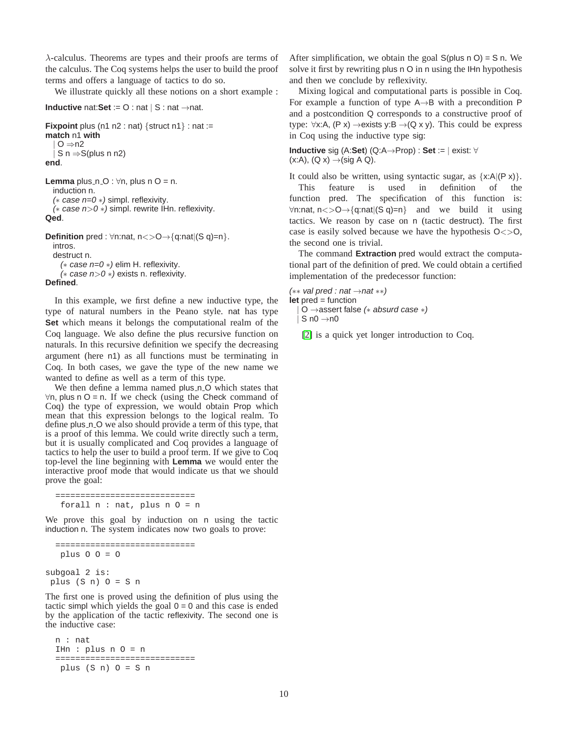λ-calculus. Theorems are types and their proofs are terms of the calculus. The Coq systems helps the user to build the proof terms and offers a language of tactics to do so.

We illustrate quickly all these notions on a short example :

```
Inductive nat:Set := O : nat | S : nat →nat.

Fixpoint plus (n1 n2 : nat) {struct n1} : nat :=
match n1 with
  | O ⇒n2
  | S n ⇒S(plus n n2)
end.

Lemma plus_n_O : ∀n, plus n O = n.
  induction n.
  (* case n=0 *) simpl. reflexivity.
  (* case n>0 *) simpl. rewrite IHn. reflexivity.
Qed.

Definition pred : ∀n:nat, n<>O→{q:nat|(S q)=n}.
  intros.
  destruct n.
    (* case n=0 *) elim H. reflexivity.
    (* case n>0 *) exists n. reflexivity.
Defined.
```

In this example, we first define a new inductive type, the type of natural numbers in the Peano style. nat has type **Set** which means it belongs the computational realm of the Coq language. We also define the plus recursive function on naturals. In this recursive definition we specify the decreasing argument (here n1) as all functions must be terminating in Coq. In both cases, we gave the type of the new name we wanted to define as well as a term of this type.

We then define a lemma named plus_n_O which states that ∀n, plus n O = n. If we check (using the Check command of Coq) the type of expression, we would obtain Prop which mean that this expression belongs to the logical realm. To define plus_n_O we also should provide a term of this type, that is a proof of this lemma. We could write directly such a term, but it is usually complicated and Coq provides a language of tactics to help the user to build a proof term. If we give to Coq top-level the line beginning with **Lemma** we would enter the interactive proof mode that would indicate us that we should prove the goal:

```
============================
 forall n : nat, plus n O = n
```

We prove this goal by induction on n using the tactic induction n. The system indicates now two goals to prove:

```
============================
 plus O O = O

subgoal 2 is:
 plus (S n) O = S n
```

The first one is proved using the definition of plus using the tactic simpl which yields the goal 0 = 0 and this case is ended by the application of the tactic reflexivity. The second one is the inductive case:

```
n : nat
IHn : plus n O = n
============================
 plus (S n) O = S n
```

After simplification, we obtain the goal S(plus n O) = S n. We solve it first by rewriting plus n O in n using the IHn hypothesis and then we conclude by reflexivity.

Mixing logical and computational parts is possible in Coq. For example a function of type A→B with a precondition P and a postcondition Q corresponds to a constructive proof of type: ∀x:A, (P x) →exists y:B →(Q x y). This could be express in Coq using the inductive type sig:

```
Inductive sig (A:Set) (Q:A→Prop) : Set := | exist: ∀
(x:A), (Q x) →(sig A Q).
```

It could also be written, using syntactic sugar, as {x:A|(P x)}.

This feature is used in definition of the function pred. The specification of this function is: ∀n:nat, n<>O→{q:nat|(S q)=n} and we build it using tactics. We reason by case on n (tactic destruct). The first case is easily solved because we have the hypothesis O<>O, the second one is trivial.

The command **Extraction** pred would extract the computational part of the definition of pred. We could obtain a certified implementation of the predecessor function:

```
(** val pred : nat →nat **)
let pred = function
  | O →assert false (* absurd case *)
  | S n0 →n0
```

[2] is a quick yet longer introduction to Coq.